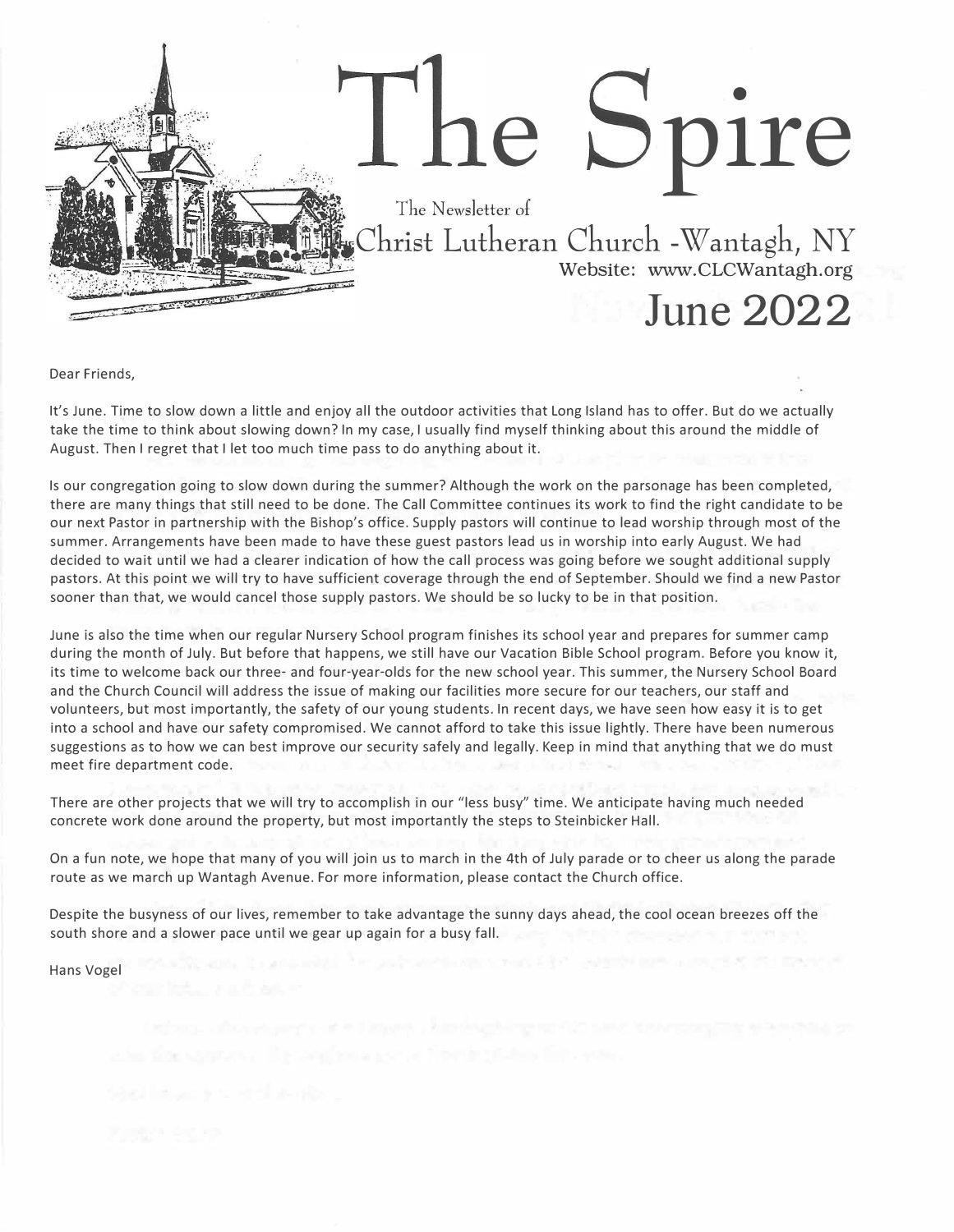# The Spire

The Newsletter of
Christ Lutheran Church -Wantagh, NY
Website: www.CLCWantagh.org

## June 2022

Dear Friends,

It's June. Time to slow down a little and enjoy all the outdoor activities that Long Island has to offer. But do we actually take the time to think about slowing down? In my case, I usually find myself thinking about this around the middle of August. Then I regret that I let too much time pass to do anything about it.

Is our congregation going to slow down during the summer? Although the work on the parsonage has been completed, there are many things that still need to be done. The Call Committee continues its work to find the right candidate to be our next Pastor in partnership with the Bishop's office. Supply pastors will continue to lead worship through most of the summer. Arrangements have been made to have these guest pastors lead us in worship into early August. We had decided to wait until we had a clearer indication of how the call process was going before we sought additional supply pastors. At this point we will try to have sufficient coverage through the end of September. Should we find a new Pastor sooner than that, we would cancel those supply pastors. We should be so lucky to be in that position.

June is also the time when our regular Nursery School program finishes its school year and prepares for summer camp during the month of July. But before that happens, we still have our Vacation Bible School program. Before you know it, its time to welcome back our three- and four-year-olds for the new school year. This summer, the Nursery School Board and the Church Council will address the issue of making our facilities more secure for our teachers, our staff and volunteers, but most importantly, the safety of our young students. In recent days, we have seen how easy it is to get into a school and have our safety compromised. We cannot afford to take this issue lightly. There have been numerous suggestions as to how we can best improve our security safely and legally. Keep in mind that anything that we do must meet fire department code.

There are other projects that we will try to accomplish in our "less busy" time. We anticipate having much needed concrete work done around the property, but most importantly the steps to Steinbicker Hall.

On a fun note, we hope that many of you will join us to march in the 4th of July parade or to cheer us along the parade route as we march up Wantagh Avenue. For more information, please contact the Church office.

Despite the busyness of our lives, remember to take advantage the sunny days ahead, the cool ocean breezes off the south shore and a slower pace until we gear up again for a busy fall.

Hans Vogel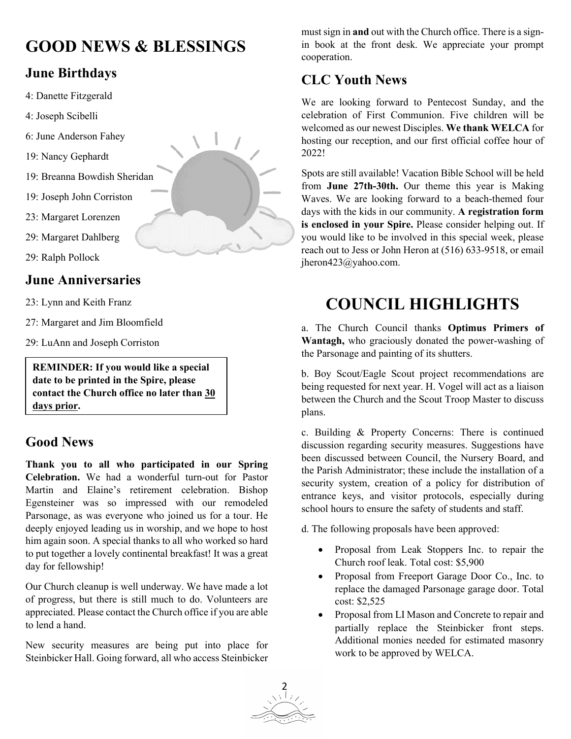# GOOD NEWS & BLESSINGS

## June Birthdays

4: Danette Fitzgerald

4: Joseph Scibelli

6: June Anderson Fahey

19: Nancy Gephardt

19: Breanna Bowdish Sheridan

19: Joseph John Corriston

23: Margaret Lorenzen

29: Margaret Dahlberg

29: Ralph Pollock

## June Anniversaries

23: Lynn and Keith Franz

27: Margaret and Jim Bloomfield

29: LuAnn and Joseph Corriston

**REMINDER: If you would like a special date to be printed in the Spire, please contact the Church office no later than 30 days prior.**

## Good News

**Thank you to all who participated in our Spring Celebration.** We had a wonderful turn-out for Pastor Martin and Elaine's retirement celebration. Bishop Egensteiner was so impressed with our remodeled Parsonage, as was everyone who joined us for a tour. He deeply enjoyed leading us in worship, and we hope to host him again soon. A special thanks to all who worked so hard to put together a lovely continental breakfast! It was a great day for fellowship!

Our Church cleanup is well underway. We have made a lot of progress, but there is still much to do. Volunteers are appreciated. Please contact the Church office if you are able to lend a hand.

New security measures are being put into place for Steinbicker Hall. Going forward, all who access Steinbicker must sign in **and** out with the Church office. There is a sign-in book at the front desk. We appreciate your prompt cooperation.

## CLC Youth News

We are looking forward to Pentecost Sunday, and the celebration of First Communion. Five children will be welcomed as our newest Disciples. **We thank WELCA** for hosting our reception, and our first official coffee hour of 2022!

Spots are still available! Vacation Bible School will be held from **June 27th-30th.** Our theme this year is Making Waves. We are looking forward to a beach-themed four days with the kids in our community. **A registration form is enclosed in your Spire.** Please consider helping out. If you would like to be involved in this special week, please reach out to Jess or John Heron at (516) 633-9518, or email jheron423@yahoo.com.

# COUNCIL HIGHLIGHTS

a. The Church Council thanks **Optimus Primers of Wantagh,** who graciously donated the power-washing of the Parsonage and painting of its shutters.

b. Boy Scout/Eagle Scout project recommendations are being requested for next year. H. Vogel will act as a liaison between the Church and the Scout Troop Master to discuss plans.

c. Building & Property Concerns: There is continued discussion regarding security measures. Suggestions have been discussed between Council, the Nursery Board, and the Parish Administrator; these include the installation of a security system, creation of a policy for distribution of entrance keys, and visitor protocols, especially during school hours to ensure the safety of students and staff.

d. The following proposals have been approved:

- Proposal from Leak Stoppers Inc. to repair the Church roof leak. Total cost: $5,900
- Proposal from Freeport Garage Door Co., Inc. to replace the damaged Parsonage garage door. Total cost: $2,525
- Proposal from LI Mason and Concrete to repair and partially replace the Steinbicker front steps. Additional monies needed for estimated masonry work to be approved by WELCA.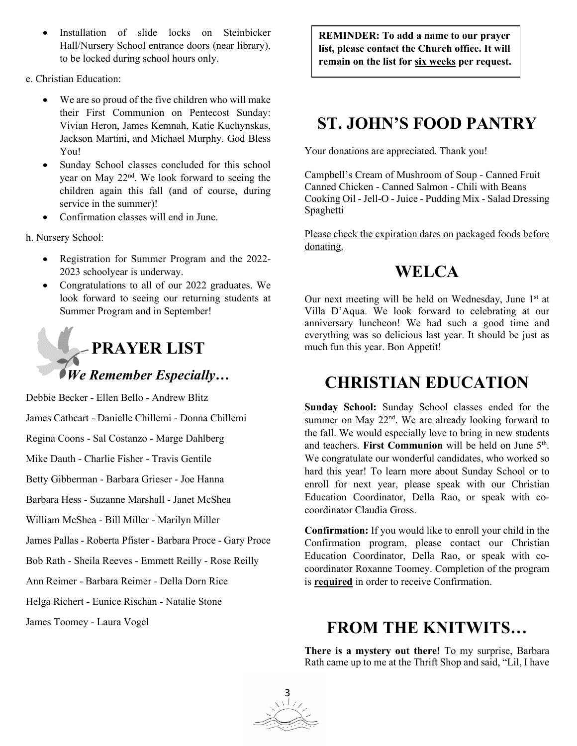- Installation of slide locks on Steinbicker Hall/Nursery School entrance doors (near library), to be locked during school hours only.

e. Christian Education:

- We are so proud of the five children who will make their First Communion on Pentecost Sunday: Vivian Heron, James Kemnah, Katie Kuchynskas, Jackson Martini, and Michael Murphy. God Bless You!
- Sunday School classes concluded for this school year on May 22nd. We look forward to seeing the children again this fall (and of course, during service in the summer)!
- Confirmation classes will end in June.

h. Nursery School:

- Registration for Summer Program and the 2022-2023 schoolyear is underway.
- Congratulations to all of our 2022 graduates. We look forward to seeing our returning students at Summer Program and in September!

# PRAYER LIST

## *We Remember Especially…*

Debbie Becker - Ellen Bello - Andrew Blitz

James Cathcart - Danielle Chillemi - Donna Chillemi

Regina Coons - Sal Costanzo - Marge Dahlberg

Mike Dauth - Charlie Fisher - Travis Gentile

Betty Gibberman - Barbara Grieser - Joe Hanna

Barbara Hess - Suzanne Marshall - Janet McShea

William McShea - Bill Miller - Marilyn Miller

James Pallas - Roberta Pfister - Barbara Proce - Gary Proce

Bob Rath - Sheila Reeves - Emmett Reilly - Rose Reilly

Ann Reimer - Barbara Reimer - Della Dorn Rice

Helga Richert - Eunice Rischan - Natalie Stone

James Toomey - Laura Vogel

**REMINDER: To add a name to our prayer list, please contact the Church office. It will remain on the list for six weeks per request.**

# ST. JOHN'S FOOD PANTRY

Your donations are appreciated. Thank you!

Campbell's Cream of Mushroom of Soup - Canned Fruit
Canned Chicken - Canned Salmon - Chili with Beans
Cooking Oil - Jell-O - Juice - Pudding Mix - Salad Dressing
Spaghetti

Please check the expiration dates on packaged foods before donating.

# WELCA

Our next meeting will be held on Wednesday, June 1st at Villa D'Aqua. We look forward to celebrating at our anniversary luncheon! We had such a good time and everything was so delicious last year. It should be just as much fun this year. Bon Appetit!

# CHRISTIAN EDUCATION

**Sunday School:** Sunday School classes ended for the summer on May 22nd. We are already looking forward to the fall. We would especially love to bring in new students and teachers. **First Communion** will be held on June 5th. We congratulate our wonderful candidates, who worked so hard this year! To learn more about Sunday School or to enroll for next year, please speak with our Christian Education Coordinator, Della Rao, or speak with co-coordinator Claudia Gross.

**Confirmation:** If you would like to enroll your child in the Confirmation program, please contact our Christian Education Coordinator, Della Rao, or speak with co-coordinator Roxanne Toomey. Completion of the program is **required** in order to receive Confirmation.

# FROM THE KNITWITS…

**There is a mystery out there!** To my surprise, Barbara Rath came up to me at the Thrift Shop and said, "Lil, I have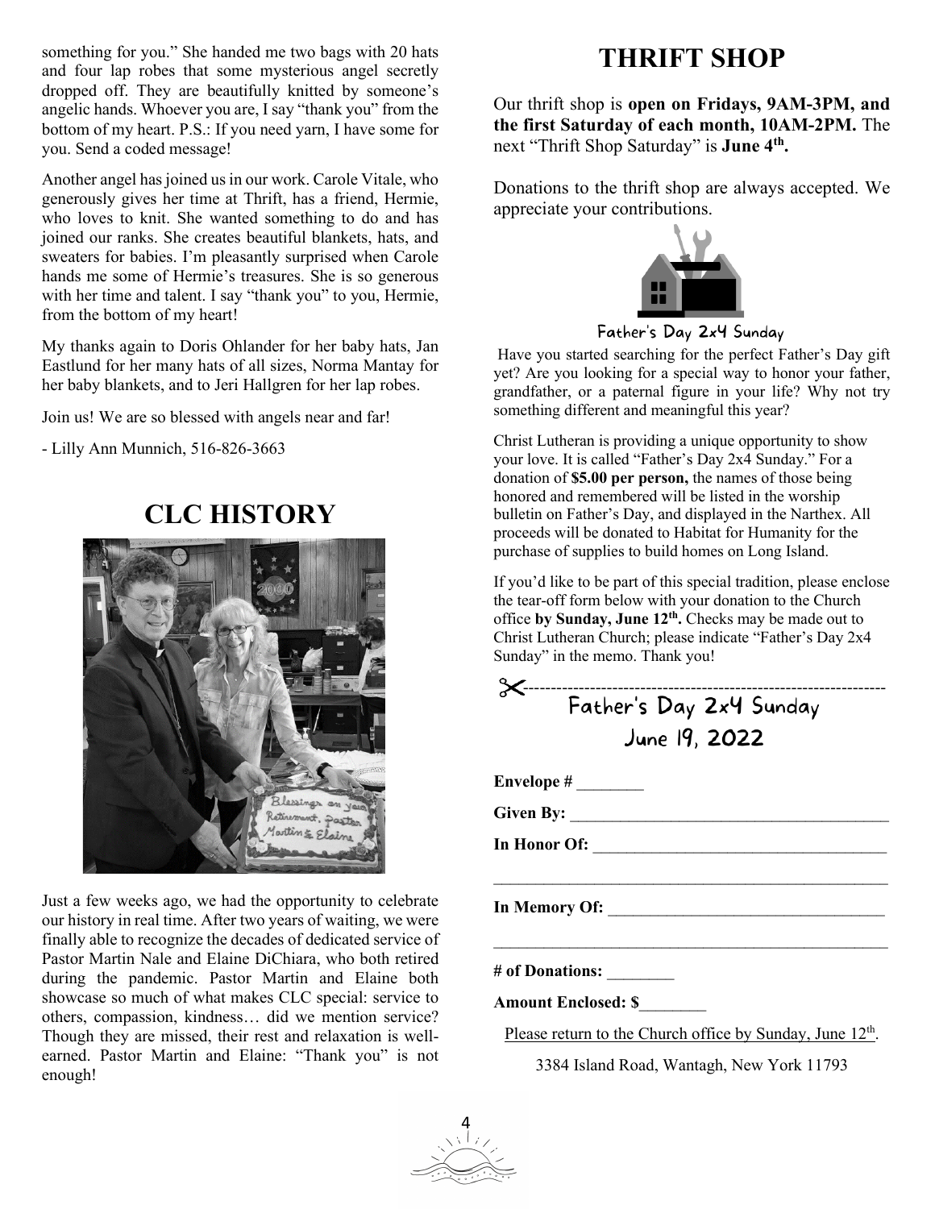something for you." She handed me two bags with 20 hats and four lap robes that some mysterious angel secretly dropped off. They are beautifully knitted by someone's angelic hands. Whoever you are, I say "thank you" from the bottom of my heart. P.S.: If you need yarn, I have some for you. Send a coded message!

Another angel has joined us in our work. Carole Vitale, who generously gives her time at Thrift, has a friend, Hermie, who loves to knit. She wanted something to do and has joined our ranks. She creates beautiful blankets, hats, and sweaters for babies. I'm pleasantly surprised when Carole hands me some of Hermie's treasures. She is so generous with her time and talent. I say "thank you" to you, Hermie, from the bottom of my heart!

My thanks again to Doris Ohlander for her baby hats, Jan Eastlund for her many hats of all sizes, Norma Mantay for her baby blankets, and to Jeri Hallgren for her lap robes.

Join us! We are so blessed with angels near and far!

- Lilly Ann Munnich, 516-826-3663

# CLC HISTORY

Just a few weeks ago, we had the opportunity to celebrate our history in real time. After two years of waiting, we were finally able to recognize the decades of dedicated service of Pastor Martin Nale and Elaine DiChiara, who both retired during the pandemic. Pastor Martin and Elaine both showcase so much of what makes CLC special: service to others, compassion, kindness… did we mention service? Though they are missed, their rest and relaxation is well-earned. Pastor Martin and Elaine: "Thank you" is not enough!

# THRIFT SHOP

Our thrift shop is **open on Fridays, 9AM-3PM, and the first Saturday of each month, 10AM-2PM.** The next "Thrift Shop Saturday" is **June 4th.**

Donations to the thrift shop are always accepted. We appreciate your contributions.

## Father's Day 2x4 Sunday

Have you started searching for the perfect Father's Day gift yet? Are you looking for a special way to honor your father, grandfather, or a paternal figure in your life? Why not try something different and meaningful this year?

Christ Lutheran is providing a unique opportunity to show your love. It is called "Father's Day 2x4 Sunday." For a donation of **$5.00 per person,** the names of those being honored and remembered will be listed in the worship bulletin on Father's Day, and displayed in the Narthex. All proceeds will be donated to Habitat for Humanity for the purchase of supplies to build homes on Long Island.

If you'd like to be part of this special tradition, please enclose the tear-off form below with your donation to the Church office **by Sunday, June 12th.** Checks may be made out to Christ Lutheran Church; please indicate "Father's Day 2x4 Sunday" in the memo. Thank you!

---

**Father's Day 2x4 Sunday**

**June 19, 2022**

**Envelope #** ________

**Given By:** ______________________________________

**In Honor Of:** ___________________________________

_______________________________________________

**In Memory Of:** _________________________________

_______________________________________________

**# of Donations:** ________

**Amount Enclosed: $**________

Please return to the Church office by Sunday, June 12th.

3384 Island Road, Wantagh, New York 11793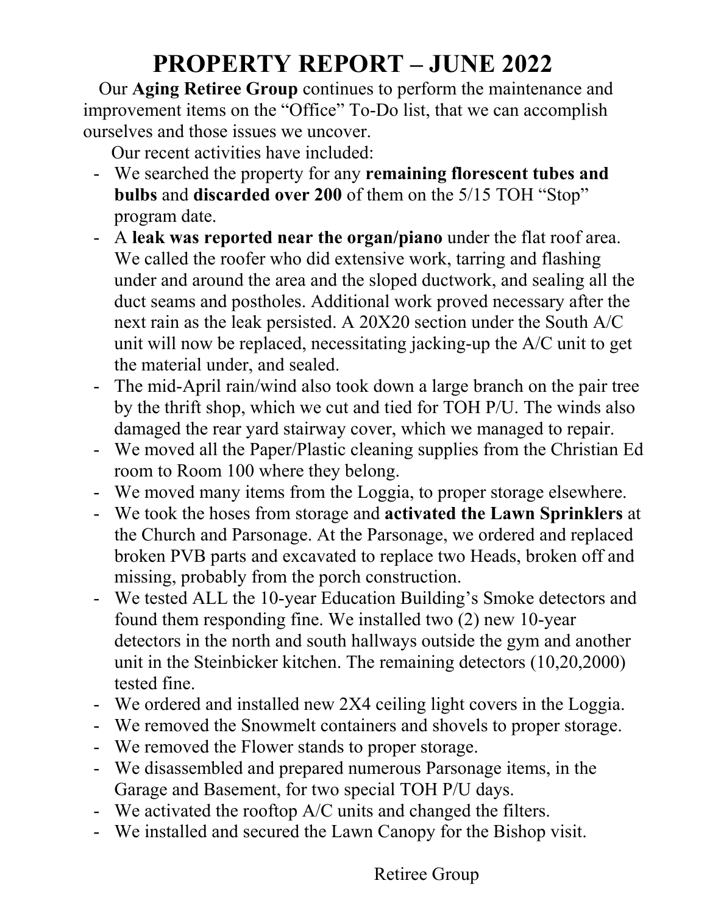# PROPERTY REPORT – JUNE 2022

Our **Aging Retiree Group** continues to perform the maintenance and improvement items on the "Office" To-Do list, that we can accomplish ourselves and those issues we uncover.

Our recent activities have included:

- We searched the property for any **remaining florescent tubes and bulbs** and **discarded over 200** of them on the 5/15 TOH "Stop" program date.
- A **leak was reported near the organ/piano** under the flat roof area. We called the roofer who did extensive work, tarring and flashing under and around the area and the sloped ductwork, and sealing all the duct seams and postholes. Additional work proved necessary after the next rain as the leak persisted. A 20X20 section under the South A/C unit will now be replaced, necessitating jacking-up the A/C unit to get the material under, and sealed.
- The mid-April rain/wind also took down a large branch on the pair tree by the thrift shop, which we cut and tied for TOH P/U. The winds also damaged the rear yard stairway cover, which we managed to repair.
- We moved all the Paper/Plastic cleaning supplies from the Christian Ed room to Room 100 where they belong.
- We moved many items from the Loggia, to proper storage elsewhere.
- We took the hoses from storage and **activated the Lawn Sprinklers** at the Church and Parsonage. At the Parsonage, we ordered and replaced broken PVB parts and excavated to replace two Heads, broken off and missing, probably from the porch construction.
- We tested ALL the 10-year Education Building's Smoke detectors and found them responding fine. We installed two (2) new 10-year detectors in the north and south hallways outside the gym and another unit in the Steinbicker kitchen. The remaining detectors (10,20,2000) tested fine.
- We ordered and installed new 2X4 ceiling light covers in the Loggia.
- We removed the Snowmelt containers and shovels to proper storage.
- We removed the Flower stands to proper storage.
- We disassembled and prepared numerous Parsonage items, in the Garage and Basement, for two special TOH P/U days.
- We activated the rooftop A/C units and changed the filters.
- We installed and secured the Lawn Canopy for the Bishop visit.

Retiree Group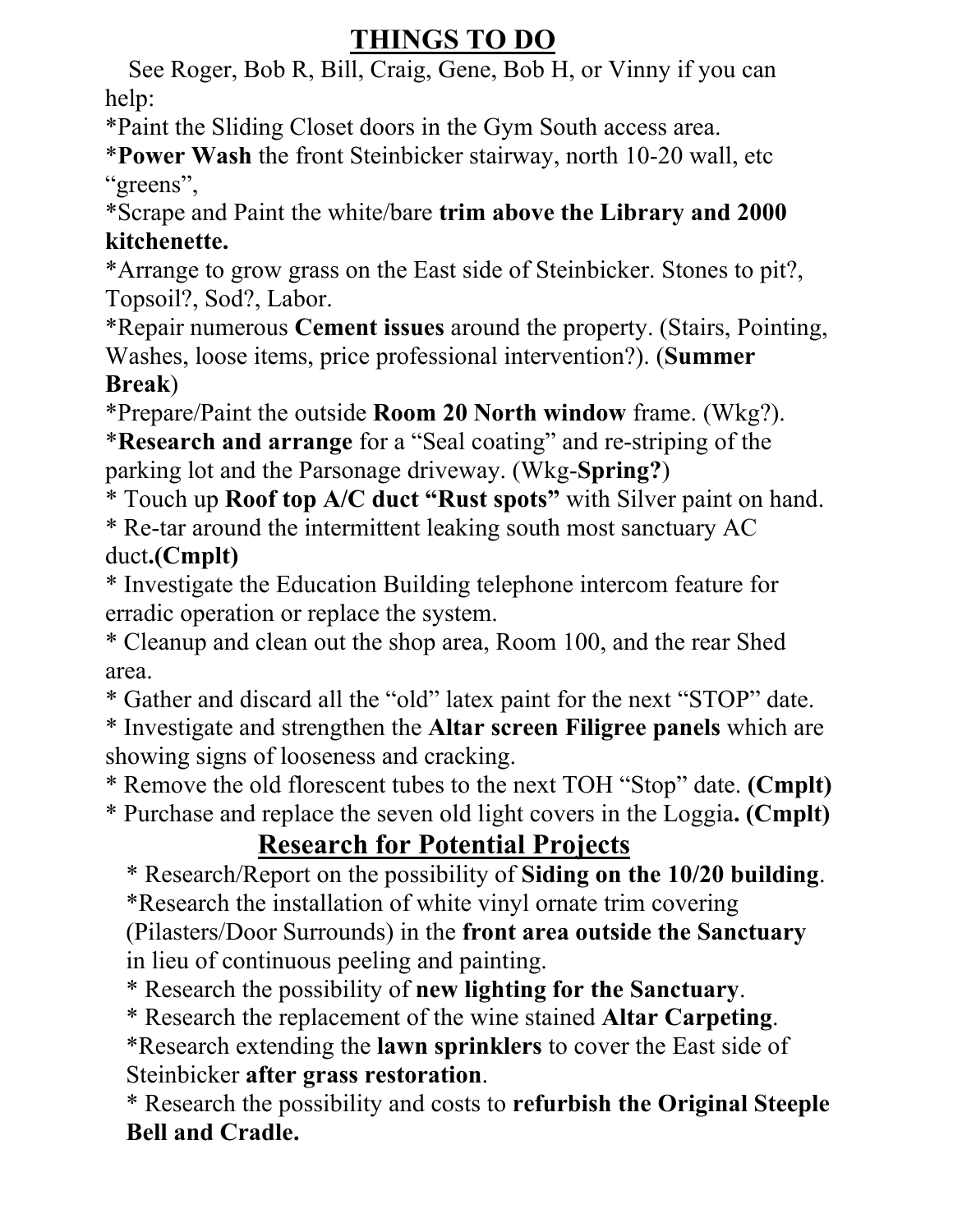# THINGS TO DO

See Roger, Bob R, Bill, Craig, Gene, Bob H, or Vinny if you can help:

*Paint the Sliding Closet doors in the Gym South access area.

***Power Wash** the front Steinbicker stairway, north 10-20 wall, etc "greens",

*Scrape and Paint the white/bare **trim above the Library and 2000 kitchenette.**

*Arrange to grow grass on the East side of Steinbicker. Stones to pit?, Topsoil?, Sod?, Labor.

*Repair numerous **Cement issues** around the property. (Stairs, Pointing, Washes, loose items, price professional intervention?). (**Summer Break**)

*Prepare/Paint the outside **Room 20 North window** frame. (Wkg?).

***Research and arrange** for a "Seal coating" and re-striping of the parking lot and the Parsonage driveway. (Wkg-**Spring?**)

* Touch up **Roof top A/C duct "Rust spots"** with Silver paint on hand.

* Re-tar around the intermittent leaking south most sanctuary AC duct**.(Cmplt)**

* Investigate the Education Building telephone intercom feature for erradic operation or replace the system.

* Cleanup and clean out the shop area, Room 100, and the rear Shed area.

* Gather and discard all the "old" latex paint for the next "STOP" date.

* Investigate and strengthen the **Altar screen Filigree panels** which are showing signs of looseness and cracking.

* Remove the old florescent tubes to the next TOH "Stop" date. **(Cmplt)**

* Purchase and replace the seven old light covers in the Loggia**. (Cmplt)**

## Research for Potential Projects

* Research/Report on the possibility of **Siding on the 10/20 building**.

*Research the installation of white vinyl ornate trim covering (Pilasters/Door Surrounds) in the **front area outside the Sanctuary** in lieu of continuous peeling and painting.

* Research the possibility of **new lighting for the Sanctuary**.

* Research the replacement of the wine stained **Altar Carpeting**.

*Research extending the **lawn sprinklers** to cover the East side of Steinbicker **after grass restoration**.

* Research the possibility and costs to **refurbish the Original Steeple Bell and Cradle.**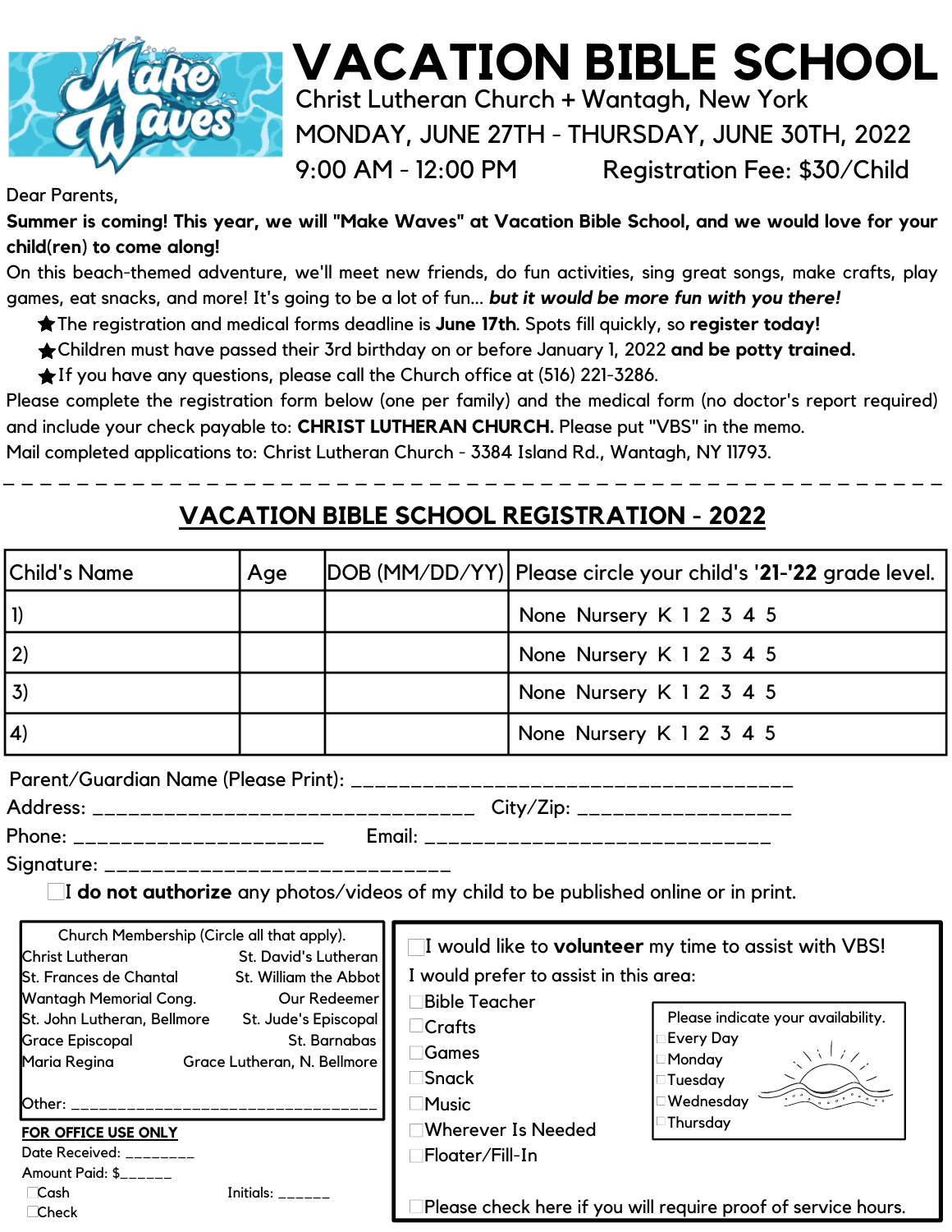# VACATION BIBLE SCHOOL

Christ Lutheran Church + Wantagh, New York

MONDAY, JUNE 27TH - THURSDAY, JUNE 30TH, 2022

9:00 AM - 12:00 PM Registration Fee: $30/Child

Dear Parents,

**Summer is coming! This year, we will "Make Waves" at Vacation Bible School, and we would love for your child(ren) to come along!**

On this beach-themed adventure, we'll meet new friends, do fun activities, sing great songs, make crafts, play games, eat snacks, and more! It's going to be a lot of fun... ***but it would be more fun with you there!***

- ★ The registration and medical forms deadline is **June 17th**. Spots fill quickly, so **register today!**
- ★ Children must have passed their 3rd birthday on or before January 1, 2022 **and be potty trained.**
- ★ If you have any questions, please call the Church office at (516) 221-3286.

Please complete the registration form below (one per family) and the medical form (no doctor's report required) and include your check payable to: **CHRIST LUTHERAN CHURCH.** Please put "VBS" in the memo.

Mail completed applications to: Christ Lutheran Church - 3384 Island Rd., Wantagh, NY 11793.

---

## VACATION BIBLE SCHOOL REGISTRATION - 2022

| Child's Name | Age | DOB (MM/DD/YY) | Please circle your child's **'21-'22** grade level. |
|---|---|---|---|
| 1) | | | None Nursery K 1 2 3 4 5 |
| 2) | | | None Nursery K 1 2 3 4 5 |
| 3) | | | None Nursery K 1 2 3 4 5 |
| 4) | | | None Nursery K 1 2 3 4 5 |

Parent/Guardian Name (Please Print): ______________________________________

Address: _________________________________ City/Zip: __________________

Phone: _____________________ Email: ______________________________

Signature: ______________________________

☐ I **do not authorize** any photos/videos of my child to be published online or in print.

Church Membership (Circle all that apply).

| | |
|---|---|
| Christ Lutheran | St. David's Lutheran |
| St. Frances de Chantal | St. William the Abbot |
| Wantagh Memorial Cong. | Our Redeemer |
| St. John Lutheran, Bellmore | St. Jude's Episcopal |
| Grace Episcopal | St. Barnabas |
| Maria Regina | Grace Lutheran, N. Bellmore |

Other: _________________________________

**FOR OFFICE USE ONLY**

Date Received: ________

Amount Paid: $______

☐ Cash Initials: ______

☐ Check

☐ I would like to **volunteer** my time to assist with VBS!

I would prefer to assist in this area:

- ☐ Bible Teacher
- ☐ Crafts
- ☐ Games
- ☐ Snack
- ☐ Music
- ☐ Wherever Is Needed
- ☐ Floater/Fill-In

Please indicate your availability.

- ☐ Every Day
- ☐ Monday
- ☐ Tuesday
- ☐ Wednesday
- ☐ Thursday

☐ Please check here if you will require proof of service hours.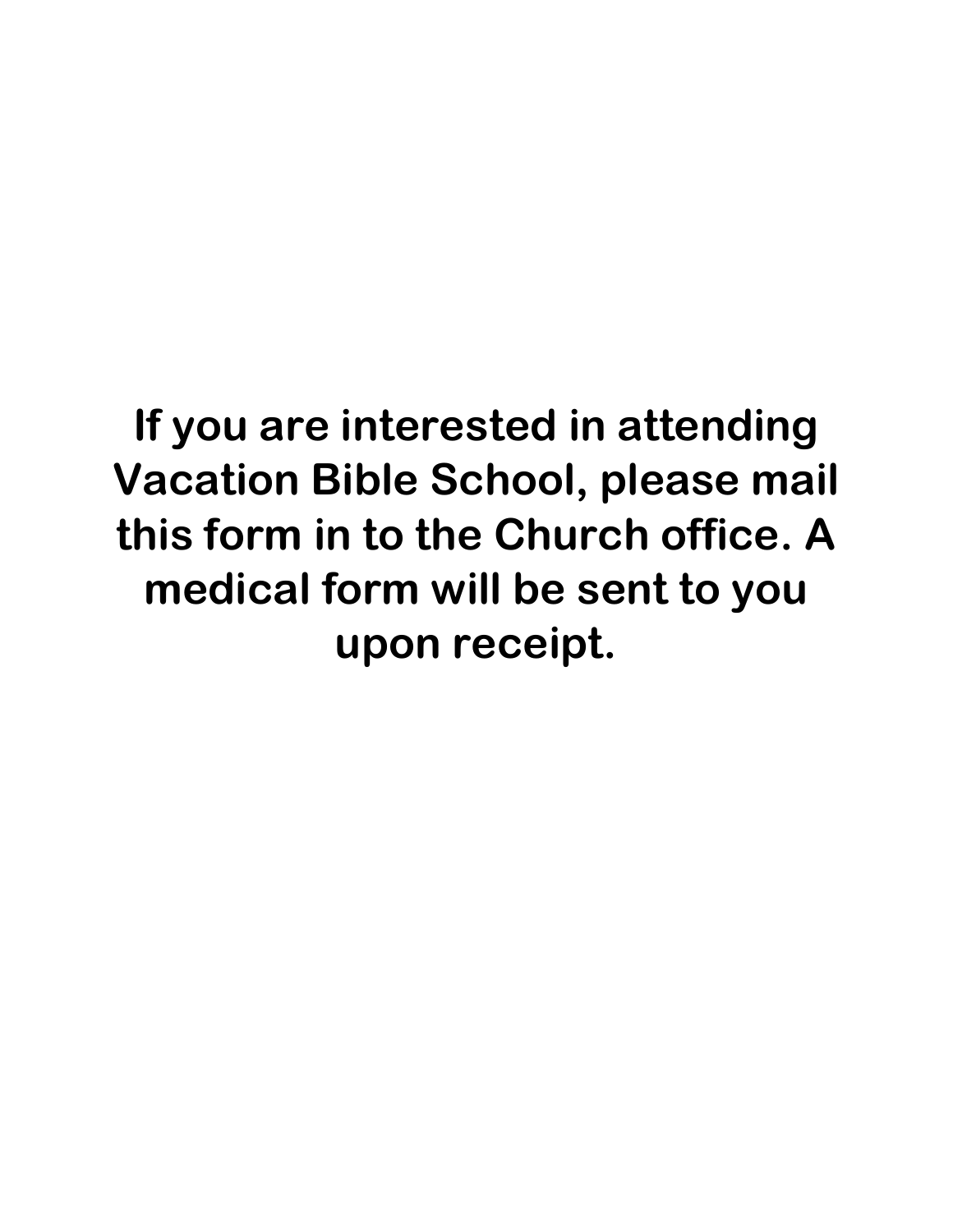**If you are interested in attending Vacation Bible School, please mail this form in to the Church office. A medical form will be sent to you upon receipt.**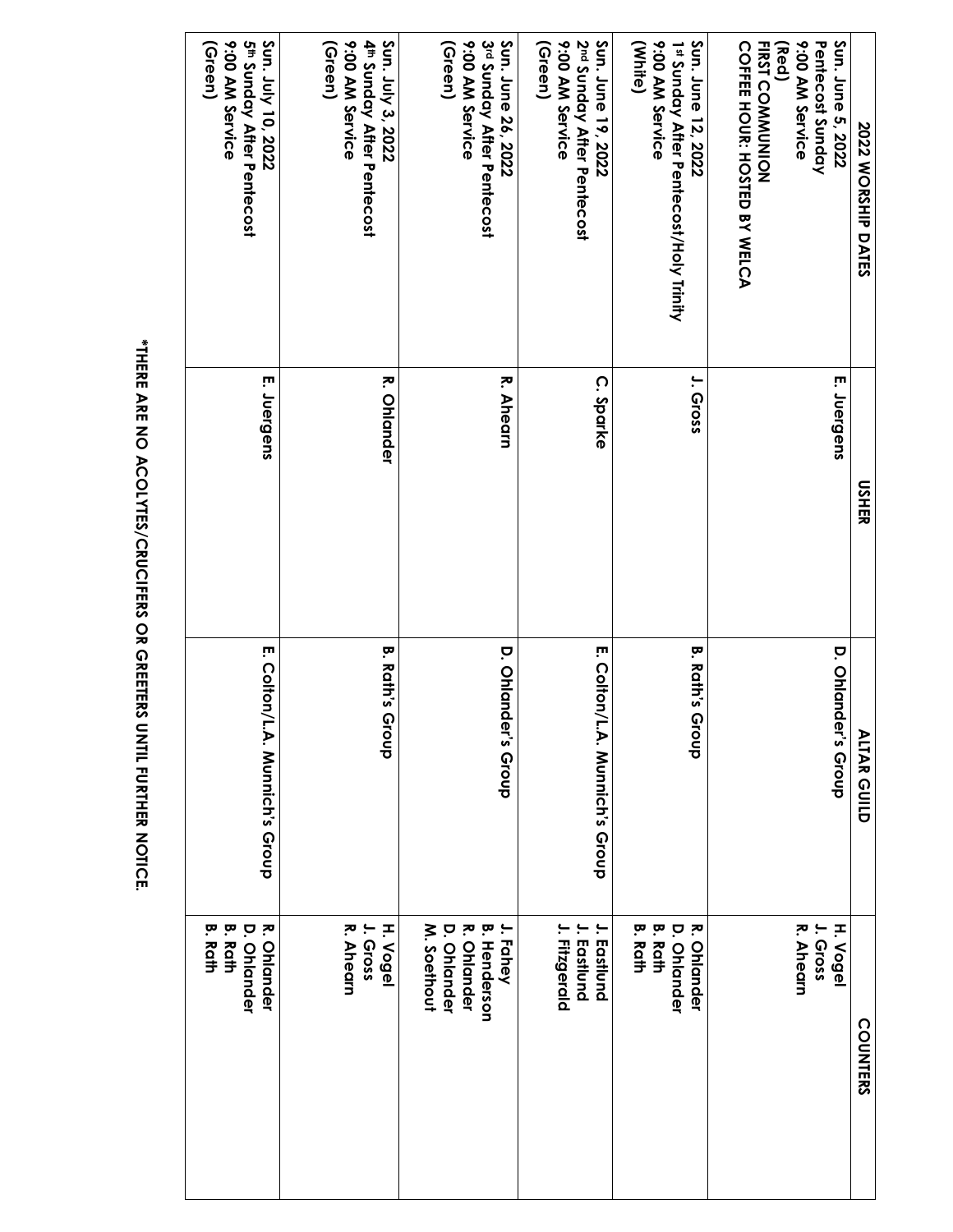| 2022 WORSHIP DATES | USHER | ALTAR GUILD | COUNTERS |
|---|---|---|---|
| **Sun. June 5, 2022**<br>**Pentecost Sunday**<br>**9:00 AM Service**<br>**(Red)**<br>**FIRST COMMUNION**<br>**COFFEE HOUR: HOSTED BY WELCA** | **E. Juergens** | **D. Ohlander's Group** | **H. Vogel**<br>**J. Gross**<br>**R. Ahearn** |
| **Sun. June 12, 2022**<br>**1st Sunday After Pentecost/Holy Trinity**<br>**9:00 AM Service**<br>**(White)** | **J. Gross** | **B. Rath's Group** | **R. Ohlander**<br>**D. Ohlander**<br>**B. Rath**<br>**B. Rath** |
| **Sun. June 19, 2022**<br>**2nd Sunday After Pentecost**<br>**9:00 AM Service**<br>**(Green)** | **C. Sparke** | **E. Colton/L.A. Munnich's Group** | **J. Eastlund**<br>**J. Eastlund**<br>**J. Fitzgerald** |
| **Sun. June 26, 2022**<br>**3rd Sunday After Pentecost**<br>**9:00 AM Service**<br>**(Green)** | **R. Ahearn** | **D. Ohlander's Group** | **J. Fahey**<br>**B. Henderson**<br>**R. Ohlander**<br>**D. Ohlander**<br>**M. Soethout** |
| **Sun. July 3, 2022**<br>**4th Sunday After Pentecost**<br>**9:00 AM Service**<br>**(Green)** | **R. Ohlander** | **B. Rath's Group** | **H. Vogel**<br>**J. Gross**<br>**R. Ahearn** |
| **Sun. July 10, 2022**<br>**5th Sunday After Pentecost**<br>**9:00 AM Service**<br>**(Green)** | **E. Juergens** | **E. Colton/L.A. Munnich's Group** | **R. Ohlander**<br>**D. Ohlander**<br>**B. Rath**<br>**B. Rath** |

**\*THERE ARE NO ACOLYTES/CRUCIFERS OR GREETERS UNTIL FURTHER NOTICE.**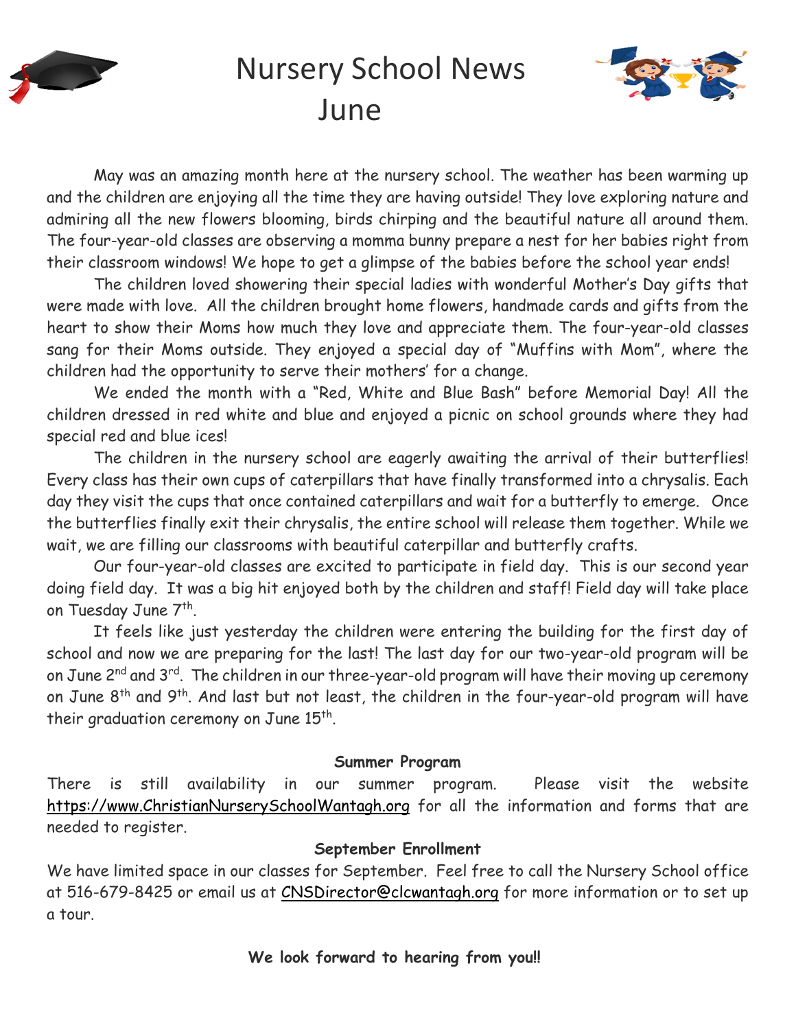# Nursery School News June

May was an amazing month here at the nursery school. The weather has been warming up and the children are enjoying all the time they are having outside! They love exploring nature and admiring all the new flowers blooming, birds chirping and the beautiful nature all around them. The four-year-old classes are observing a momma bunny prepare a nest for her babies right from their classroom windows! We hope to get a glimpse of the babies before the school year ends!

The children loved showering their special ladies with wonderful Mother's Day gifts that were made with love. All the children brought home flowers, handmade cards and gifts from the heart to show their Moms how much they love and appreciate them. The four-year-old classes sang for their Moms outside. They enjoyed a special day of "Muffins with Mom", where the children had the opportunity to serve their mothers' for a change.

We ended the month with a "Red, White and Blue Bash" before Memorial Day! All the children dressed in red white and blue and enjoyed a picnic on school grounds where they had special red and blue ices!

The children in the nursery school are eagerly awaiting the arrival of their butterflies! Every class has their own cups of caterpillars that have finally transformed into a chrysalis. Each day they visit the cups that once contained caterpillars and wait for a butterfly to emerge. Once the butterflies finally exit their chrysalis, the entire school will release them together. While we wait, we are filling our classrooms with beautiful caterpillar and butterfly crafts.

Our four-year-old classes are excited to participate in field day. This is our second year doing field day. It was a big hit enjoyed both by the children and staff! Field day will take place on Tuesday June 7th.

It feels like just yesterday the children were entering the building for the first day of school and now we are preparing for the last! The last day for our two-year-old program will be on June 2nd and 3rd. The children in our three-year-old program will have their moving up ceremony on June 8th and 9th. And last but not least, the children in the four-year-old program will have their graduation ceremony on June 15th.

**Summer Program**

There is still availability in our summer program. Please visit the website https://www.ChristianNurserySchoolWantagh.org for all the information and forms that are needed to register.

**September Enrollment**

We have limited space in our classes for September. Feel free to call the Nursery School office at 516-679-8425 or email us at CNSDirector@clcwantagh.org for more information or to set up a tour.

**We look forward to hearing from you!!**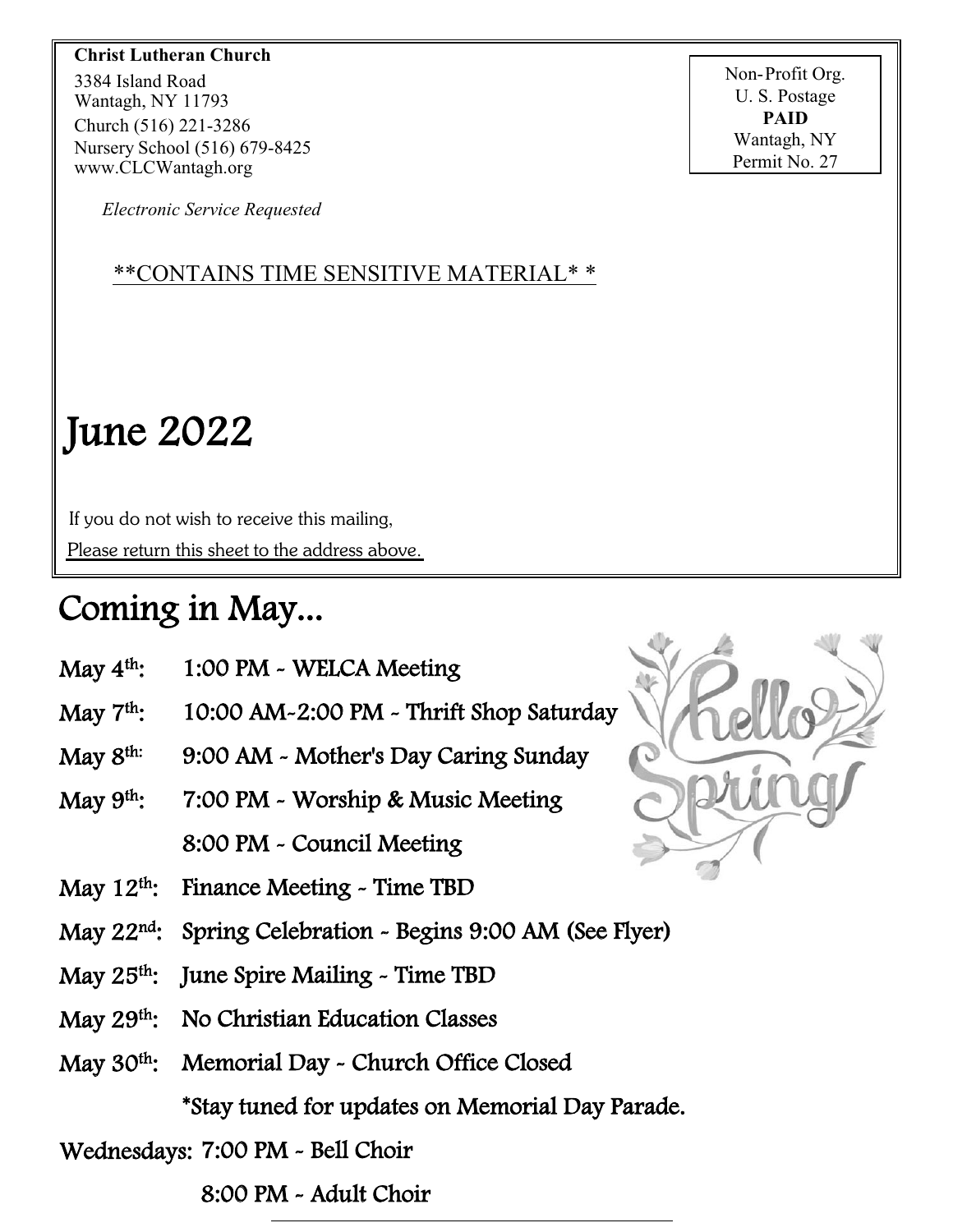**Christ Lutheran Church**
3384 Island Road
Wantagh, NY 11793
Church (516) 221-3286
Nursery School (516) 679-8425
www.CLCWantagh.org

*Electronic Service Requested*

Non-Profit Org.
U. S. Postage
**PAID**
Wantagh, NY
Permit No. 27

**CONTAINS TIME SENSITIVE MATERIAL* *

# June 2022

If you do not wish to receive this mailing,
Please return this sheet to the address above.

## Coming in May...

May 4th: 1:00 PM - WELCA Meeting

May 7th: 10:00 AM-2:00 PM - Thrift Shop Saturday

May 8th: 9:00 AM - Mother's Day Caring Sunday

May 9th: 7:00 PM - Worship & Music Meeting
8:00 PM - Council Meeting

May 12th: Finance Meeting - Time TBD

May 22nd: Spring Celebration - Begins 9:00 AM (See Flyer)

May 25th: June Spire Mailing - Time TBD

May 29th: No Christian Education Classes

May 30th: Memorial Day - Church Office Closed
*Stay tuned for updates on Memorial Day Parade.

Wednesdays: 7:00 PM - Bell Choir
8:00 PM - Adult Choir